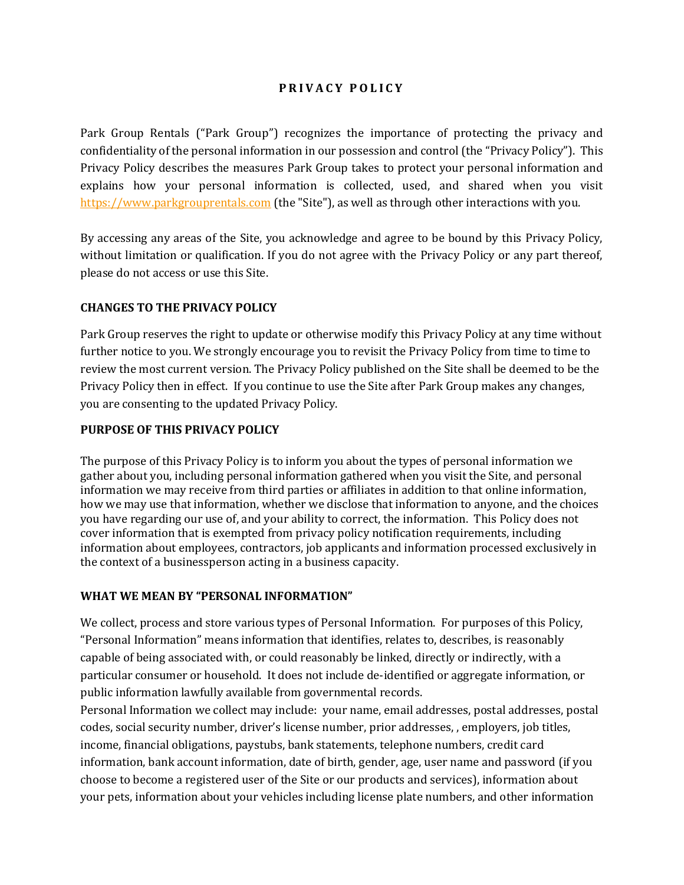# PRIVACY POLICY

Park Group Rentals ("Park Group") recognizes the importance of protecting the privacy and confidentiality of the personal information in our possession and control (the "Privacy Policy"). This Privacy Policy describes the measures Park Group takes to protect your personal information and explains how your personal information is collected, used, and shared when you visit https://www.parkgrouprentals.com (the "Site"), as well as through other interactions with you.

By accessing any areas of the Site, you acknowledge and agree to be bound by this Privacy Policy, without limitation or qualification. If you do not agree with the Privacy Policy or any part thereof, please do not access or use this Site.

## CHANGES TO THE PRIVACY POLICY

Park Group reserves the right to update or otherwise modify this Privacy Policy at any time without further notice to you. We strongly encourage you to revisit the Privacy Policy from time to time to review the most current version. The Privacy Policy published on the Site shall be deemed to be the Privacy Policy then in effect. If you continue to use the Site after Park Group makes any changes, you are consenting to the updated Privacy Policy.

## PURPOSE OF THIS PRIVACY POLICY

The purpose of this Privacy Policy is to inform you about the types of personal information we gather about you, including personal information gathered when you visit the Site, and personal information we may receive from third parties or affiliates in addition to that online information, how we may use that information, whether we disclose that information to anyone, and the choices you have regarding our use of, and your ability to correct, the information. This Policy does not cover information that is exempted from privacy policy notification requirements, including information about employees, contractors, job applicants and information processed exclusively in the context of a businessperson acting in a business capacity.

## WHAT WE MEAN BY "PERSONAL INFORMATION"

We collect, process and store various types of Personal Information. For purposes of this Policy, "Personal Information" means information that identifies, relates to, describes, is reasonably capable of being associated with, or could reasonably be linked, directly or indirectly, with a particular consumer or household. It does not include de-identified or aggregate information, or public information lawfully available from governmental records.

Personal Information we collect may include: your name, email addresses, postal addresses, postal codes, social security number, driver's license number, prior addresses, , employers, job titles, income, financial obligations, paystubs, bank statements, telephone numbers, credit card information, bank account information, date of birth, gender, age, user name and password (if you choose to become a registered user of the Site or our products and services), information about your pets, information about your vehicles including license plate numbers, and other information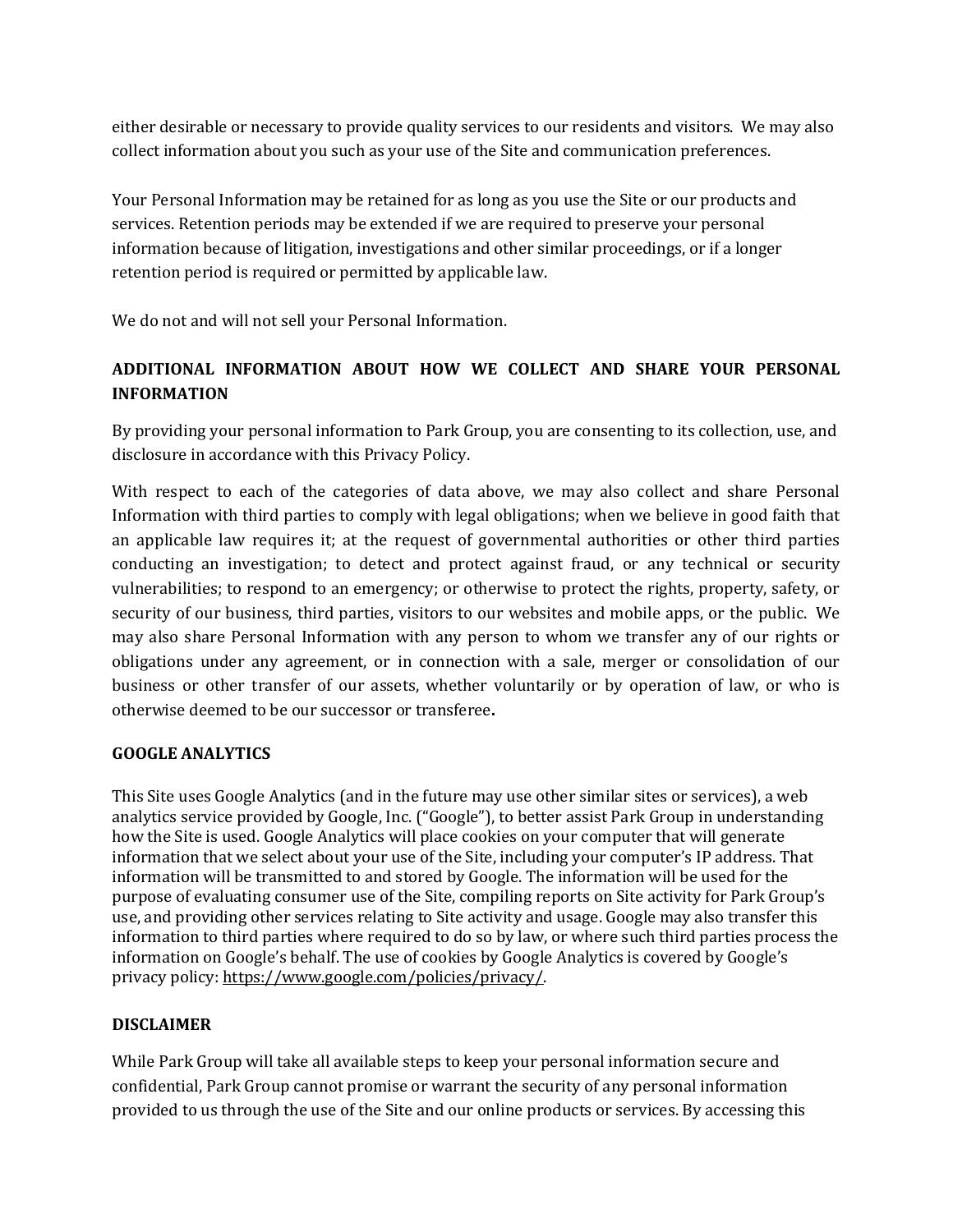either desirable or necessary to provide quality services to our residents and visitors. We may also collect information about you such as your use of the Site and communication preferences.

Your Personal Information may be retained for as long as you use the Site or our products and services. Retention periods may be extended if we are required to preserve your personal information because of litigation, investigations and other similar proceedings, or if a longer retention period is required or permitted by applicable law.

We do not and will not sell your Personal Information.

## ADDITIONAL INFORMATION ABOUT HOW WE COLLECT AND SHARE YOUR PERSONAL INFORMATION

By providing your personal information to Park Group, you are consenting to its collection, use, and disclosure in accordance with this Privacy Policy.

With respect to each of the categories of data above, we may also collect and share Personal Information with third parties to comply with legal obligations; when we believe in good faith that an applicable law requires it; at the request of governmental authorities or other third parties conducting an investigation; to detect and protect against fraud, or any technical or security vulnerabilities; to respond to an emergency; or otherwise to protect the rights, property, safety, or security of our business, third parties, visitors to our websites and mobile apps, or the public. We may also share Personal Information with any person to whom we transfer any of our rights or obligations under any agreement, or in connection with a sale, merger or consolidation of our business or other transfer of our assets, whether voluntarily or by operation of law, or who is otherwise deemed to be our successor or transferee**.**

## GOOGLE ANALYTICS

This Site uses Google Analytics (and in the future may use other similar sites or services), a web analytics service provided by Google, Inc. ("Google"), to better assist Park Group in understanding how the Site is used. Google Analytics will place cookies on your computer that will generate information that we select about your use of the Site, including your computer's IP address. That information will be transmitted to and stored by Google. The information will be used for the purpose of evaluating consumer use of the Site, compiling reports on Site activity for Park Group's use, and providing other services relating to Site activity and usage. Google may also transfer this information to third parties where required to do so by law, or where such third parties process the information on Google's behalf. The use of cookies by Google Analytics is covered by Google's privacy policy: https://www.google.com/policies/privacy/.

## DISCLAIMER

While Park Group will take all available steps to keep your personal information secure and confidential, Park Group cannot promise or warrant the security of any personal information provided to us through the use of the Site and our online products or services. By accessing this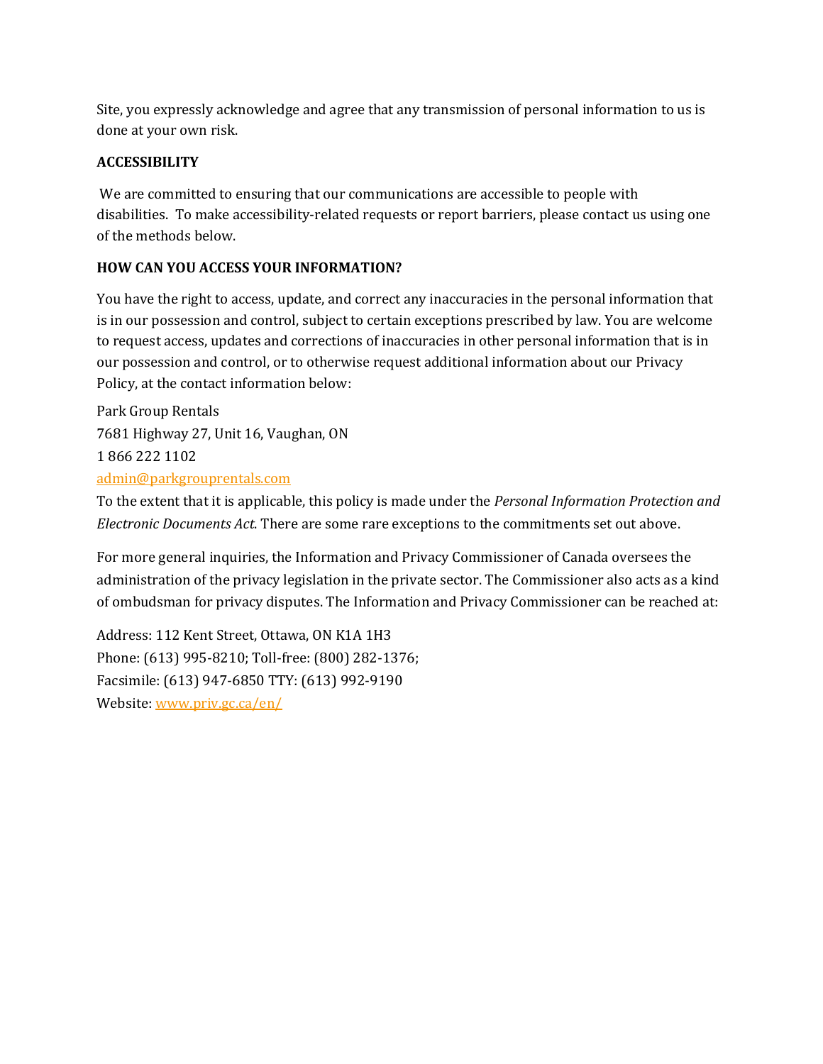Site, you expressly acknowledge and agree that any transmission of personal information to us is done at your own risk.

**ACCESSIBILITY**

We are committed to ensuring that our communications are accessible to people with disabilities. To make accessibility-related requests or report barriers, please contact us using one of the methods below.

**HOW CAN YOU ACCESS YOUR INFORMATION?**

You have the right to access, update, and correct any inaccuracies in the personal information that is in our possession and control, subject to certain exceptions prescribed by law. You are welcome to request access, updates and corrections of inaccuracies in other personal information that is in our possession and control, or to otherwise request additional information about our Privacy Policy, at the contact information below:

Park Group Rentals  
7681 Highway 27, Unit 16, Vaughan, ON  
1 866 222 1102  
admin@parkgrouprentals.com  
To the extent that it is applicable, this policy is made under the *Personal Information Protection and Electronic Documents Act*. There are some rare exceptions to the commitments set out above.

For more general inquiries, the Information and Privacy Commissioner of Canada oversees the administration of the privacy legislation in the private sector. The Commissioner also acts as a kind of ombudsman for privacy disputes. The Information and Privacy Commissioner can be reached at:

Address: 112 Kent Street, Ottawa, ON K1A 1H3  
Phone: (613) 995-8210; Toll-free: (800) 282-1376;  
Facsimile: (613) 947-6850 TTY: (613) 992-9190  
Website: www.priv.gc.ca/en/